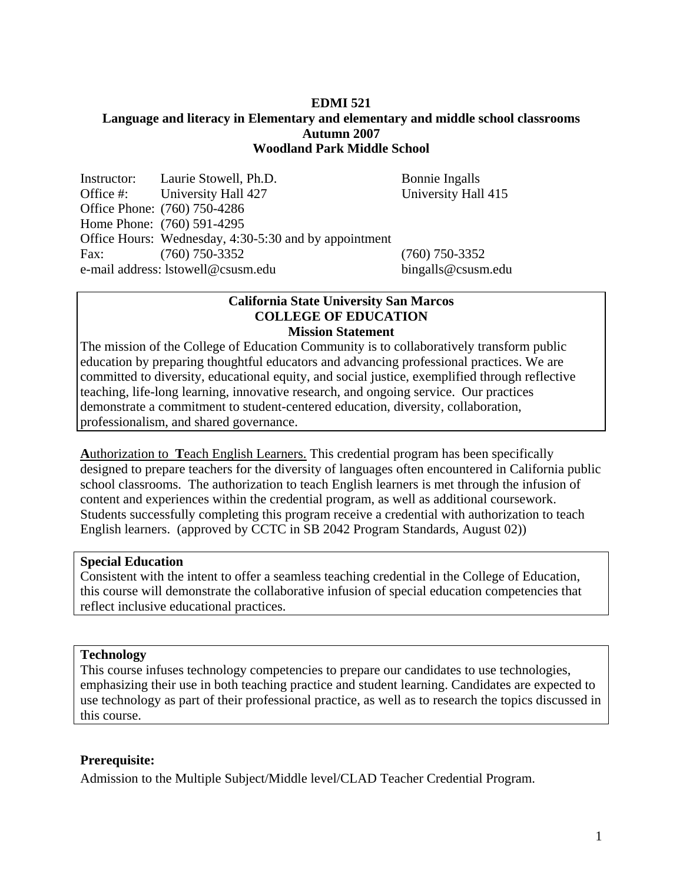**EDMI 521**
**Language and literacy in Elementary and elementary and middle school classrooms**
**Autumn 2007**
**Woodland Park Middle School**

| | | |
|---|---|---|
| Instructor: | Laurie Stowell, Ph.D. | Bonnie Ingalls |
| Office #: | University Hall 427 | University Hall 415 |
| Office Phone: | (760) 750-4286 | |
| Home Phone: | (760) 591-4295 | |
| Office Hours: | Wednesday, 4:30-5:30 and by appointment | |
| Fax: | (760) 750-3352 | (760) 750-3352 |
| e-mail address: | lstowell@csusm.edu | bingalls@csusm.edu |

**California State University San Marcos**
**COLLEGE OF EDUCATION**
**Mission Statement**

The mission of the College of Education Community is to collaboratively transform public education by preparing thoughtful educators and advancing professional practices. We are committed to diversity, educational equity, and social justice, exemplified through reflective teaching, life-long learning, innovative research, and ongoing service. Our practices demonstrate a commitment to student-centered education, diversity, collaboration, professionalism, and shared governance.

**A**uthorization to **T**each English Learners. This credential program has been specifically designed to prepare teachers for the diversity of languages often encountered in California public school classrooms. The authorization to teach English learners is met through the infusion of content and experiences within the credential program, as well as additional coursework. Students successfully completing this program receive a credential with authorization to teach English learners. (approved by CCTC in SB 2042 Program Standards, August 02))

**Special Education**

Consistent with the intent to offer a seamless teaching credential in the College of Education, this course will demonstrate the collaborative infusion of special education competencies that reflect inclusive educational practices.

**Technology**

This course infuses technology competencies to prepare our candidates to use technologies, emphasizing their use in both teaching practice and student learning. Candidates are expected to use technology as part of their professional practice, as well as to research the topics discussed in this course.

**Prerequisite:**

Admission to the Multiple Subject/Middle level/CLAD Teacher Credential Program.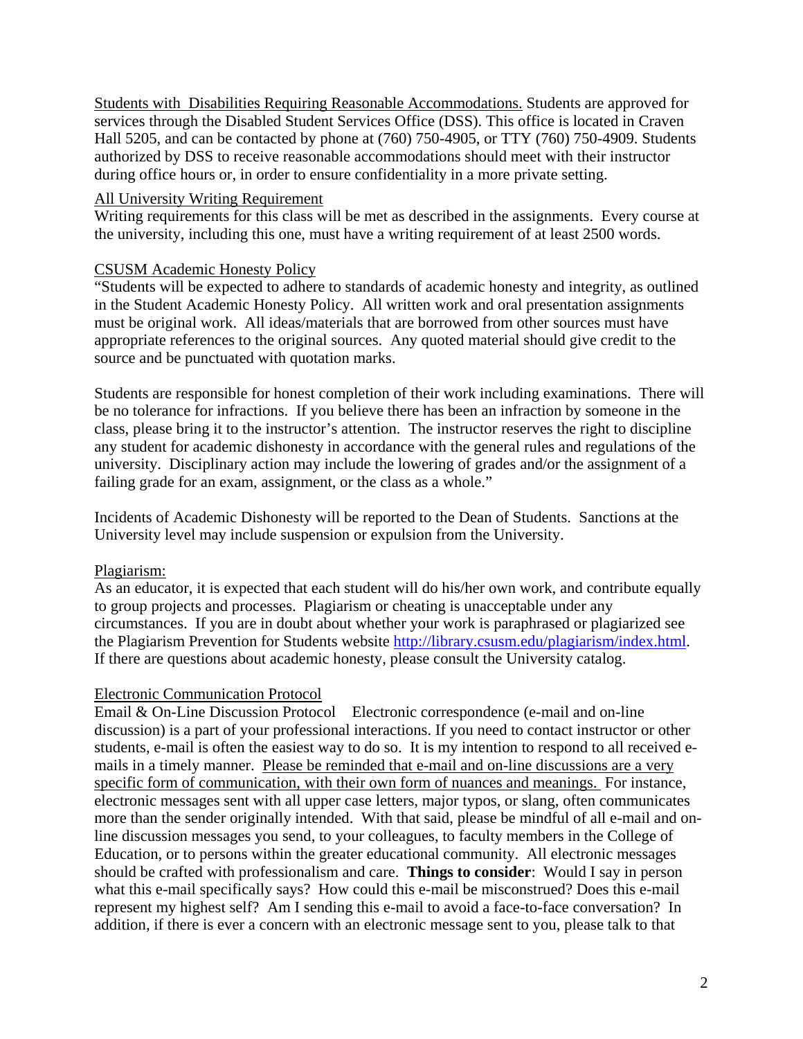Students with Disabilities Requiring Reasonable Accommodations. Students are approved for services through the Disabled Student Services Office (DSS). This office is located in Craven Hall 5205, and can be contacted by phone at (760) 750-4905, or TTY (760) 750-4909. Students authorized by DSS to receive reasonable accommodations should meet with their instructor during office hours or, in order to ensure confidentiality in a more private setting.

All University Writing Requirement

Writing requirements for this class will be met as described in the assignments. Every course at the university, including this one, must have a writing requirement of at least 2500 words.

CSUSM Academic Honesty Policy

"Students will be expected to adhere to standards of academic honesty and integrity, as outlined in the Student Academic Honesty Policy. All written work and oral presentation assignments must be original work. All ideas/materials that are borrowed from other sources must have appropriate references to the original sources. Any quoted material should give credit to the source and be punctuated with quotation marks.

Students are responsible for honest completion of their work including examinations. There will be no tolerance for infractions. If you believe there has been an infraction by someone in the class, please bring it to the instructor's attention. The instructor reserves the right to discipline any student for academic dishonesty in accordance with the general rules and regulations of the university. Disciplinary action may include the lowering of grades and/or the assignment of a failing grade for an exam, assignment, or the class as a whole."

Incidents of Academic Dishonesty will be reported to the Dean of Students. Sanctions at the University level may include suspension or expulsion from the University.

Plagiarism:

As an educator, it is expected that each student will do his/her own work, and contribute equally to group projects and processes. Plagiarism or cheating is unacceptable under any circumstances. If you are in doubt about whether your work is paraphrased or plagiarized see the Plagiarism Prevention for Students website http://library.csusm.edu/plagiarism/index.html. If there are questions about academic honesty, please consult the University catalog.

Electronic Communication Protocol

Email & On-Line Discussion Protocol Electronic correspondence (e-mail and on-line discussion) is a part of your professional interactions. If you need to contact instructor or other students, e-mail is often the easiest way to do so. It is my intention to respond to all received e-mails in a timely manner. Please be reminded that e-mail and on-line discussions are a very specific form of communication, with their own form of nuances and meanings. For instance, electronic messages sent with all upper case letters, major typos, or slang, often communicates more than the sender originally intended. With that said, please be mindful of all e-mail and on-line discussion messages you send, to your colleagues, to faculty members in the College of Education, or to persons within the greater educational community. All electronic messages should be crafted with professionalism and care. **Things to consider**: Would I say in person what this e-mail specifically says? How could this e-mail be misconstrued? Does this e-mail represent my highest self? Am I sending this e-mail to avoid a face-to-face conversation? In addition, if there is ever a concern with an electronic message sent to you, please talk to that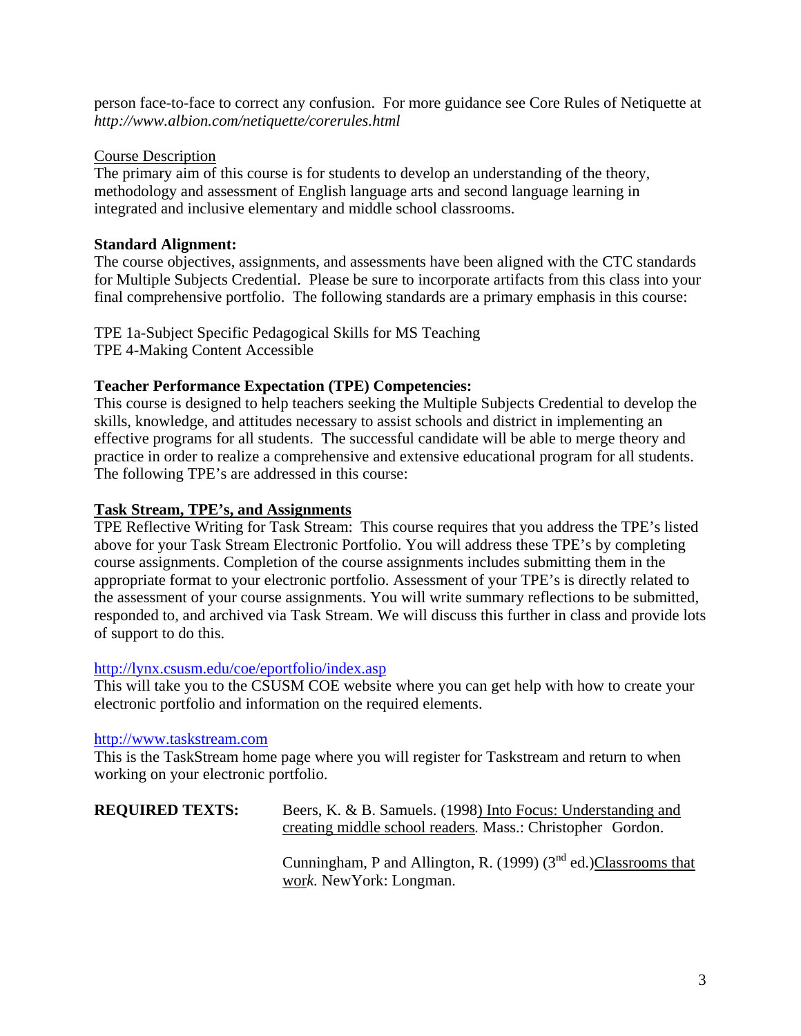person face-to-face to correct any confusion. For more guidance see Core Rules of Netiquette at *http://www.albion.com/netiquette/corerules.html*

Course Description

The primary aim of this course is for students to develop an understanding of the theory, methodology and assessment of English language arts and second language learning in integrated and inclusive elementary and middle school classrooms.

**Standard Alignment:**

The course objectives, assignments, and assessments have been aligned with the CTC standards for Multiple Subjects Credential. Please be sure to incorporate artifacts from this class into your final comprehensive portfolio. The following standards are a primary emphasis in this course:

TPE 1a-Subject Specific Pedagogical Skills for MS Teaching
TPE 4-Making Content Accessible

**Teacher Performance Expectation (TPE) Competencies:**

This course is designed to help teachers seeking the Multiple Subjects Credential to develop the skills, knowledge, and attitudes necessary to assist schools and district in implementing an effective programs for all students. The successful candidate will be able to merge theory and practice in order to realize a comprehensive and extensive educational program for all students. The following TPE's are addressed in this course:

**Task Stream, TPE's, and Assignments**

TPE Reflective Writing for Task Stream: This course requires that you address the TPE's listed above for your Task Stream Electronic Portfolio. You will address these TPE's by completing course assignments. Completion of the course assignments includes submitting them in the appropriate format to your electronic portfolio. Assessment of your TPE's is directly related to the assessment of your course assignments. You will write summary reflections to be submitted, responded to, and archived via Task Stream. We will discuss this further in class and provide lots of support to do this.

http://lynx.csusm.edu/coe/eportfolio/index.asp

This will take you to the CSUSM COE website where you can get help with how to create your electronic portfolio and information on the required elements.

http://www.taskstream.com

This is the TaskStream home page where you will register for Taskstream and return to when working on your electronic portfolio.

**REQUIRED TEXTS:**

Beers, K. & B. Samuels. (1998) Into Focus: Understanding and creating middle school readers*.* Mass.: Christopher Gordon.

Cunningham, P and Allington, R. (1999) (3rd ed.) Classrooms that work*.* NewYork: Longman.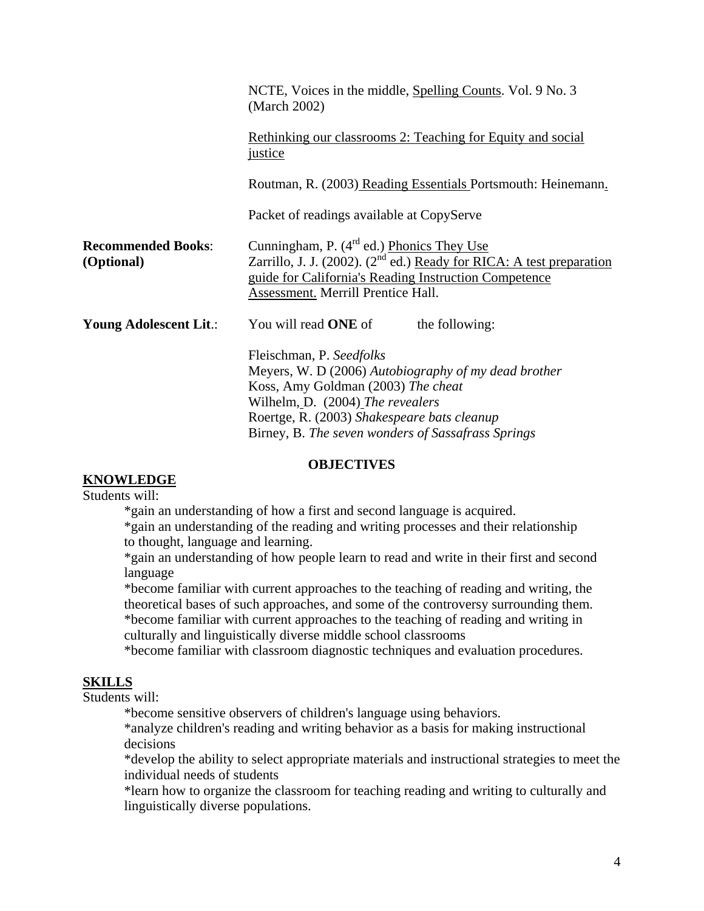NCTE, Voices in the middle, Spelling Counts. Vol. 9 No. 3 (March 2002)

Rethinking our classrooms 2: Teaching for Equity and social justice

Routman, R. (2003) Reading Essentials Portsmouth: Heinemann.

Packet of readings available at CopyServe

**Recommended Books: (Optional)**

Cunningham, P. (4[rd] ed.) Phonics They Use
Zarrillo, J. J. (2002). (2[nd] ed.) Ready for RICA: A test preparation guide for California's Reading Instruction Competence Assessment. Merrill Prentice Hall.

**Young Adolescent Lit.:** You will read **ONE** of the following:

Fleischman, P. *Seedfolks*
Meyers, W. D (2006) *Autobiography of my dead brother*
Koss, Amy Goldman (2003) *The cheat*
Wilhelm, D. (2004) *The revealers*
Roertge, R. (2003) *Shakespeare bats cleanup*
Birney, B. *The seven wonders of Sassafrass Springs*

## OBJECTIVES

### KNOWLEDGE

Students will:

*gain an understanding of how a first and second language is acquired.
*gain an understanding of the reading and writing processes and their relationship to thought, language and learning.
*gain an understanding of how people learn to read and write in their first and second language
*become familiar with current approaches to the teaching of reading and writing, the theoretical bases of such approaches, and some of the controversy surrounding them.
*become familiar with current approaches to the teaching of reading and writing in culturally and linguistically diverse middle school classrooms
*become familiar with classroom diagnostic techniques and evaluation procedures.

### SKILLS

Students will:

*become sensitive observers of children's language using behaviors.
*analyze children's reading and writing behavior as a basis for making instructional decisions
*develop the ability to select appropriate materials and instructional strategies to meet the individual needs of students
*learn how to organize the classroom for teaching reading and writing to culturally and linguistically diverse populations.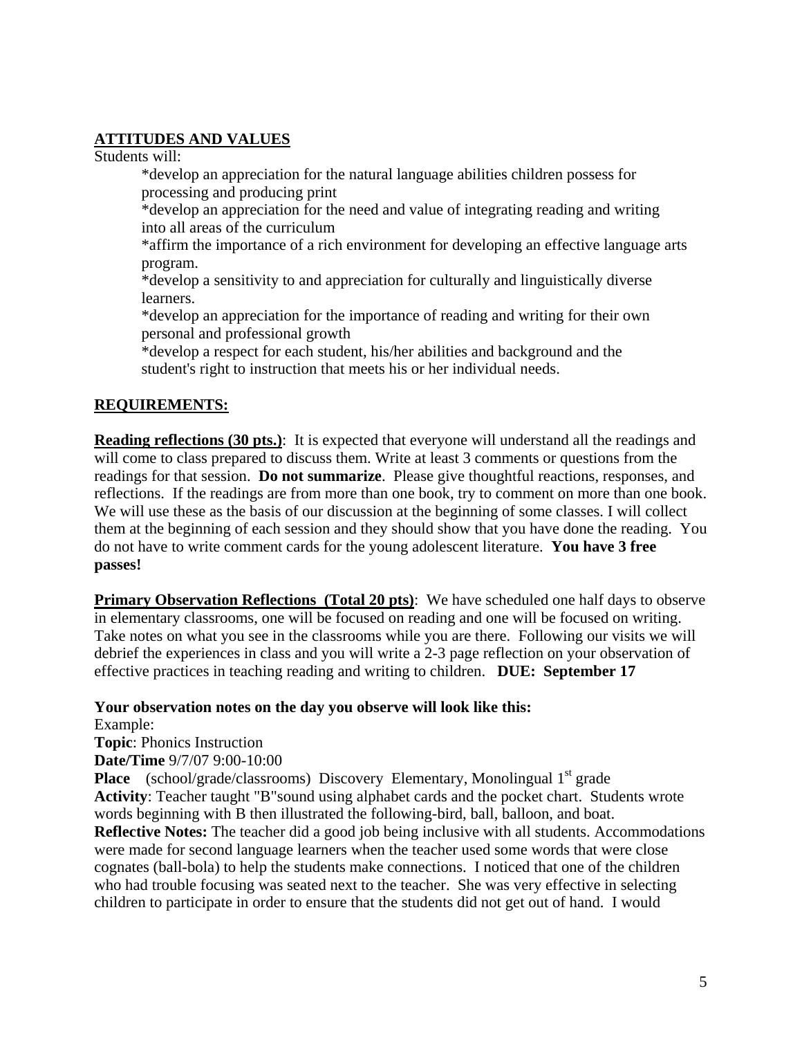**ATTITUDES AND VALUES**

Students will:

*develop an appreciation for the natural language abilities children possess for processing and producing print
*develop an appreciation for the need and value of integrating reading and writing into all areas of the curriculum
*affirm the importance of a rich environment for developing an effective language arts program.
*develop a sensitivity to and appreciation for culturally and linguistically diverse learners.
*develop an appreciation for the importance of reading and writing for their own personal and professional growth
*develop a respect for each student, his/her abilities and background and the student's right to instruction that meets his or her individual needs.

**REQUIREMENTS:**

**Reading reflections (30 pts.)**: It is expected that everyone will understand all the readings and will come to class prepared to discuss them. Write at least 3 comments or questions from the readings for that session. **Do not summarize**. Please give thoughtful reactions, responses, and reflections. If the readings are from more than one book, try to comment on more than one book. We will use these as the basis of our discussion at the beginning of some classes. I will collect them at the beginning of each session and they should show that you have done the reading. You do not have to write comment cards for the young adolescent literature. **You have 3 free passes!**

**Primary Observation Reflections (Total 20 pts)**: We have scheduled one half days to observe in elementary classrooms, one will be focused on reading and one will be focused on writing. Take notes on what you see in the classrooms while you are there. Following our visits we will debrief the experiences in class and you will write a 2-3 page reflection on your observation of effective practices in teaching reading and writing to children. **DUE: September 17**

**Your observation notes on the day you observe will look like this:**

Example:
**Topic**: Phonics Instruction
**Date/Time** 9/7/07 9:00-10:00
**Place** (school/grade/classrooms) Discovery Elementary, Monolingual 1st grade
**Activity**: Teacher taught "B"sound using alphabet cards and the pocket chart. Students wrote words beginning with B then illustrated the following-bird, ball, balloon, and boat.
**Reflective Notes:** The teacher did a good job being inclusive with all students. Accommodations were made for second language learners when the teacher used some words that were close cognates (ball-bola) to help the students make connections. I noticed that one of the children who had trouble focusing was seated next to the teacher. She was very effective in selecting children to participate in order to ensure that the students did not get out of hand. I would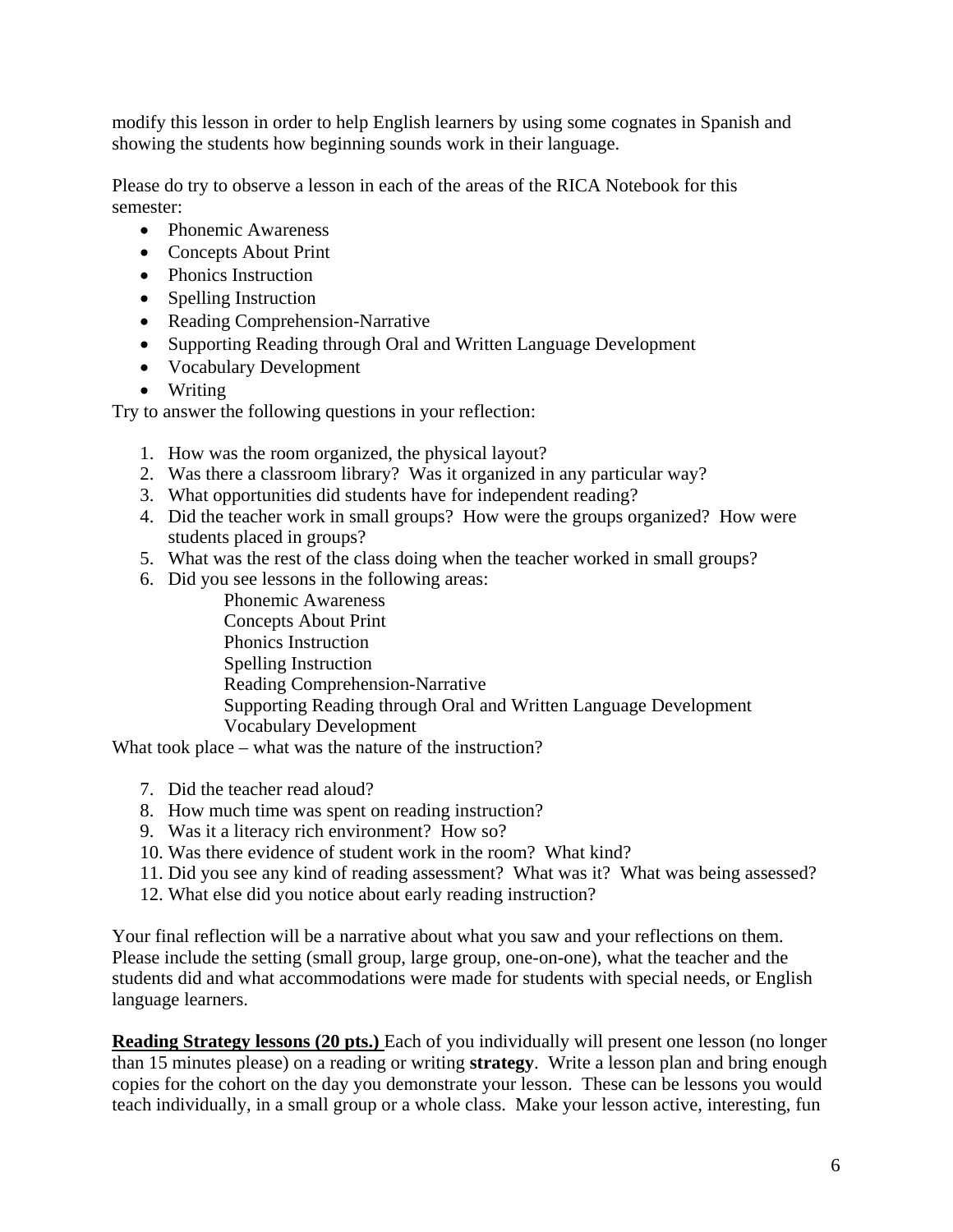modify this lesson in order to help English learners by using some cognates in Spanish and showing the students how beginning sounds work in their language.

Please do try to observe a lesson in each of the areas of the RICA Notebook for this semester:

- Phonemic Awareness
- Concepts About Print
- Phonics Instruction
- Spelling Instruction
- Reading Comprehension-Narrative
- Supporting Reading through Oral and Written Language Development
- Vocabulary Development
- Writing

Try to answer the following questions in your reflection:

1. How was the room organized, the physical layout?
2. Was there a classroom library? Was it organized in any particular way?
3. What opportunities did students have for independent reading?
4. Did the teacher work in small groups? How were the groups organized? How were students placed in groups?
5. What was the rest of the class doing when the teacher worked in small groups?
6. Did you see lessons in the following areas:
   - Phonemic Awareness
   - Concepts About Print
   - Phonics Instruction
   - Spelling Instruction
   - Reading Comprehension-Narrative
   - Supporting Reading through Oral and Written Language Development
   - Vocabulary Development

What took place – what was the nature of the instruction?

7. Did the teacher read aloud?
8. How much time was spent on reading instruction?
9. Was it a literacy rich environment? How so?
10. Was there evidence of student work in the room? What kind?
11. Did you see any kind of reading assessment? What was it? What was being assessed?
12. What else did you notice about early reading instruction?

Your final reflection will be a narrative about what you saw and your reflections on them. Please include the setting (small group, large group, one-on-one), what the teacher and the students did and what accommodations were made for students with special needs, or English language learners.

**Reading Strategy lessons (20 pts.)** Each of you individually will present one lesson (no longer than 15 minutes please) on a reading or writing **strategy**. Write a lesson plan and bring enough copies for the cohort on the day you demonstrate your lesson. These can be lessons you would teach individually, in a small group or a whole class. Make your lesson active, interesting, fun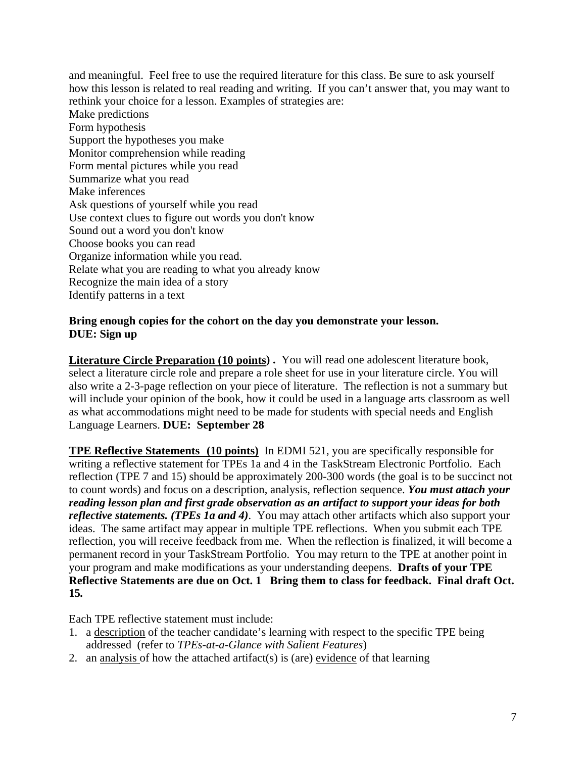and meaningful. Feel free to use the required literature for this class. Be sure to ask yourself how this lesson is related to real reading and writing. If you can't answer that, you may want to rethink your choice for a lesson. Examples of strategies are:

Make predictions
Form hypothesis
Support the hypotheses you make
Monitor comprehension while reading
Form mental pictures while you read
Summarize what you read
Make inferences
Ask questions of yourself while you read
Use context clues to figure out words you don't know
Sound out a word you don't know
Choose books you can read
Organize information while you read.
Relate what you are reading to what you already know
Recognize the main idea of a story
Identify patterns in a text

**Bring enough copies for the cohort on the day you demonstrate your lesson.**
**DUE: Sign up**

**Literature Circle Preparation (10 points) .** You will read one adolescent literature book, select a literature circle role and prepare a role sheet for use in your literature circle. You will also write a 2-3-page reflection on your piece of literature. The reflection is not a summary but will include your opinion of the book, how it could be used in a language arts classroom as well as what accommodations might need to be made for students with special needs and English Language Learners. **DUE: September 28**

**TPE Reflective Statements (10 points)** In EDMI 521, you are specifically responsible for writing a reflective statement for TPEs 1a and 4 in the TaskStream Electronic Portfolio. Each reflection (TPE 7 and 15) should be approximately 200-300 words (the goal is to be succinct not to count words) and focus on a description, analysis, reflection sequence. ***You must attach your reading lesson plan and first grade observation as an artifact to support your ideas for both reflective statements. (TPEs 1a and 4)***. You may attach other artifacts which also support your ideas. The same artifact may appear in multiple TPE reflections. When you submit each TPE reflection, you will receive feedback from me. When the reflection is finalized, it will become a permanent record in your TaskStream Portfolio. You may return to the TPE at another point in your program and make modifications as your understanding deepens. **Drafts of your TPE Reflective Statements are due on Oct. 1 Bring them to class for feedback. Final draft Oct. 15.**

Each TPE reflective statement must include:

1. a description of the teacher candidate's learning with respect to the specific TPE being addressed (refer to *TPEs-at-a-Glance with Salient Features*)
2. an analysis of how the attached artifact(s) is (are) evidence of that learning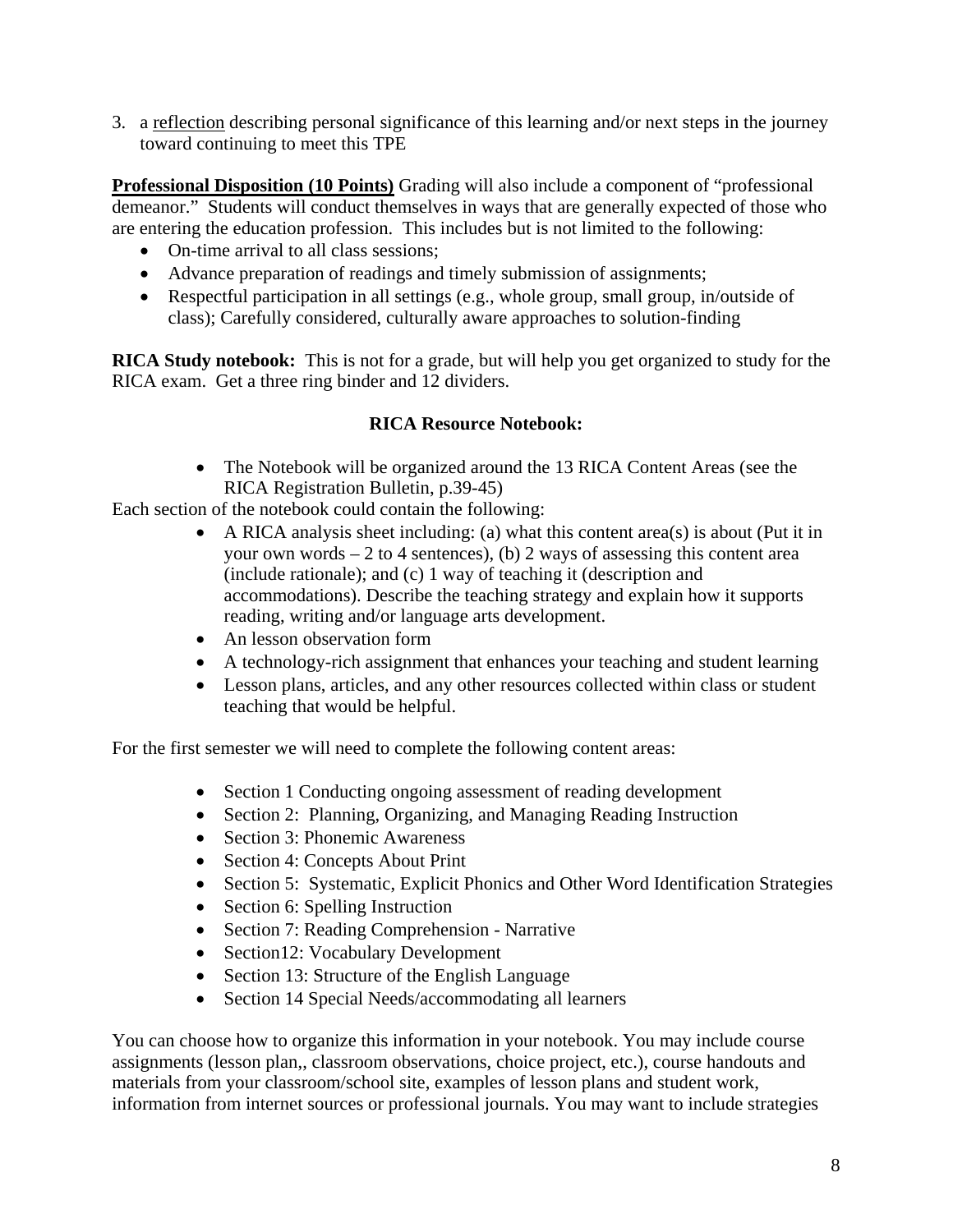3. a <u>reflection</u> describing personal significance of this learning and/or next steps in the journey toward continuing to meet this TPE

**<u>Professional Disposition (10 Points)</u>** Grading will also include a component of "professional demeanor." Students will conduct themselves in ways that are generally expected of those who are entering the education profession. This includes but is not limited to the following:

- On-time arrival to all class sessions;
- Advance preparation of readings and timely submission of assignments;
- Respectful participation in all settings (e.g., whole group, small group, in/outside of class); Carefully considered, culturally aware approaches to solution-finding

**RICA Study notebook:** This is not for a grade, but will help you get organized to study for the RICA exam. Get a three ring binder and 12 dividers.

**RICA Resource Notebook:**

- The Notebook will be organized around the 13 RICA Content Areas (see the RICA Registration Bulletin, p.39-45)

Each section of the notebook could contain the following:

- A RICA analysis sheet including: (a) what this content area(s) is about (Put it in your own words – 2 to 4 sentences), (b) 2 ways of assessing this content area (include rationale); and (c) 1 way of teaching it (description and accommodations). Describe the teaching strategy and explain how it supports reading, writing and/or language arts development.
- An lesson observation form
- A technology-rich assignment that enhances your teaching and student learning
- Lesson plans, articles, and any other resources collected within class or student teaching that would be helpful.

For the first semester we will need to complete the following content areas:

- Section 1 Conducting ongoing assessment of reading development
- Section 2: Planning, Organizing, and Managing Reading Instruction
- Section 3: Phonemic Awareness
- Section 4: Concepts About Print
- Section 5: Systematic, Explicit Phonics and Other Word Identification Strategies
- Section 6: Spelling Instruction
- Section 7: Reading Comprehension - Narrative
- Section12: Vocabulary Development
- Section 13: Structure of the English Language
- Section 14 Special Needs/accommodating all learners

You can choose how to organize this information in your notebook. You may include course assignments (lesson plan,, classroom observations, choice project, etc.), course handouts and materials from your classroom/school site, examples of lesson plans and student work, information from internet sources or professional journals. You may want to include strategies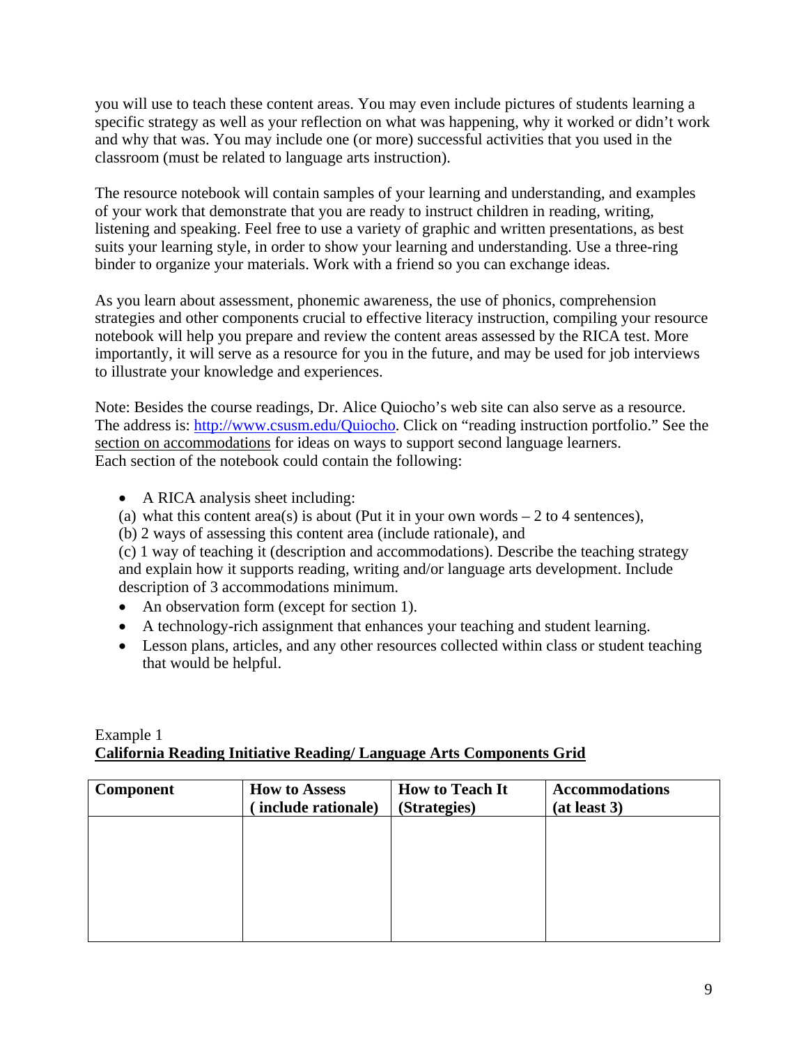you will use to teach these content areas. You may even include pictures of students learning a specific strategy as well as your reflection on what was happening, why it worked or didn't work and why that was. You may include one (or more) successful activities that you used in the classroom (must be related to language arts instruction).

The resource notebook will contain samples of your learning and understanding, and examples of your work that demonstrate that you are ready to instruct children in reading, writing, listening and speaking. Feel free to use a variety of graphic and written presentations, as best suits your learning style, in order to show your learning and understanding. Use a three-ring binder to organize your materials. Work with a friend so you can exchange ideas.

As you learn about assessment, phonemic awareness, the use of phonics, comprehension strategies and other components crucial to effective literacy instruction, compiling your resource notebook will help you prepare and review the content areas assessed by the RICA test. More importantly, it will serve as a resource for you in the future, and may be used for job interviews to illustrate your knowledge and experiences.

Note: Besides the course readings, Dr. Alice Quiocho's web site can also serve as a resource. The address is: [http://www.csusm.edu/Quiocho](http://www.csusm.edu/Quiocho). Click on "reading instruction portfolio." See the section on accommodations for ideas on ways to support second language learners.
Each section of the notebook could contain the following:

- A RICA analysis sheet including:
  (a) what this content area(s) is about (Put it in your own words – 2 to 4 sentences),
  (b) 2 ways of assessing this content area (include rationale), and
  (c) 1 way of teaching it (description and accommodations). Describe the teaching strategy and explain how it supports reading, writing and/or language arts development. Include description of 3 accommodations minimum.
- An observation form (except for section 1).
- A technology-rich assignment that enhances your teaching and student learning.
- Lesson plans, articles, and any other resources collected within class or student teaching that would be helpful.

Example 1
**California Reading Initiative Reading/ Language Arts Components Grid**

| Component | How to Assess ( include rationale) | How to Teach It (Strategies) | Accommodations (at least 3) |
|---|---|---|---|
| | | | |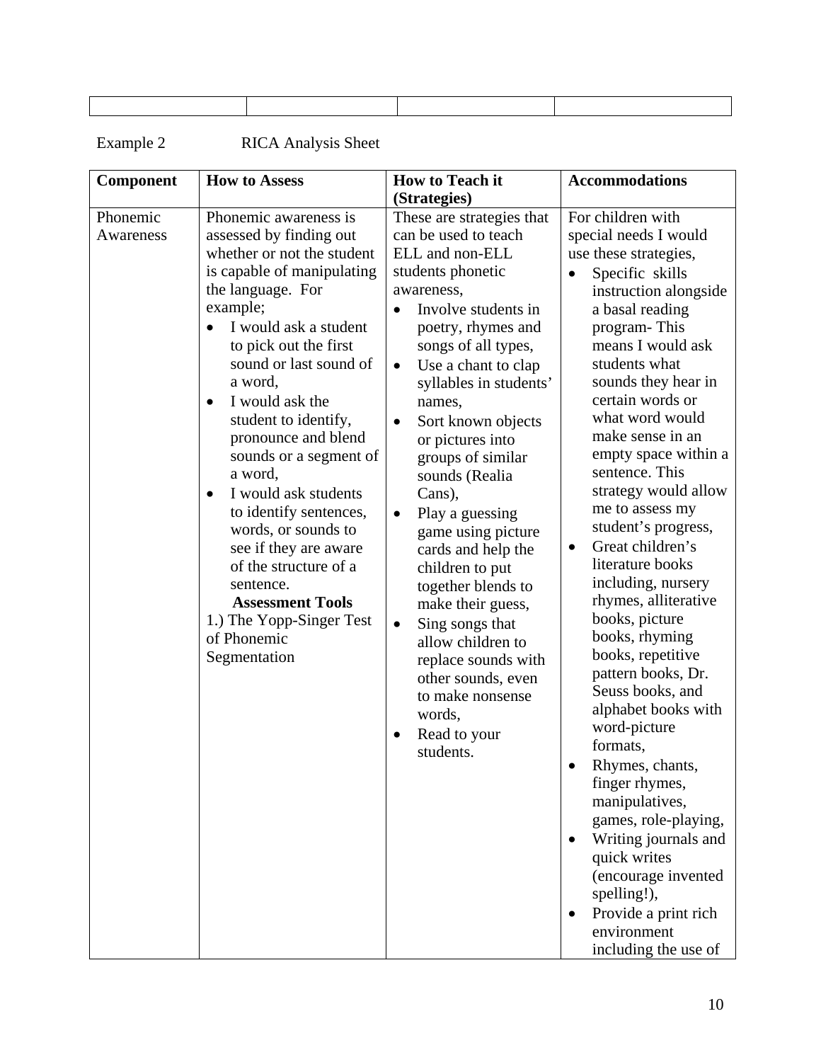| | | | |
|---|---|---|---|
| | | | |

Example 2 RICA Analysis Sheet

| Component | How to Assess | How to Teach it (Strategies) | Accommodations |
|---|---|---|---|
| Phonemic Awareness | Phonemic awareness is assessed by finding out whether or not the student is capable of manipulating the language. For example;<br>• I would ask a student to pick out the first sound or last sound of a word,<br>• I would ask the student to identify, pronounce and blend sounds or a segment of a word,<br>• I would ask students to identify sentences, words, or sounds to see if they are aware of the structure of a sentence.<br>**Assessment Tools**<br>1.) The Yopp-Singer Test of Phonemic Segmentation | These are strategies that can be used to teach ELL and non-ELL students phonetic awareness,<br>• Involve students in poetry, rhymes and songs of all types,<br>• Use a chant to clap syllables in students' names,<br>• Sort known objects or pictures into groups of similar sounds (Realia Cans),<br>• Play a guessing game using picture cards and help the children to put together blends to make their guess,<br>• Sing songs that allow children to replace sounds with other sounds, even to make nonsense words,<br>• Read to your students. | For children with special needs I would use these strategies,<br>• Specific skills instruction alongside a basal reading program- This means I would ask students what sounds they hear in certain words or what word would make sense in an empty space within a sentence. This strategy would allow me to assess my student's progress,<br>• Great children's literature books including, nursery rhymes, alliterative books, picture books, rhyming books, repetitive pattern books, Dr. Seuss books, and alphabet books with word-picture formats,<br>• Rhymes, chants, finger rhymes, manipulatives, games, role-playing,<br>• Writing journals and quick writes (encourage invented spelling!),<br>• Provide a print rich environment including the use of |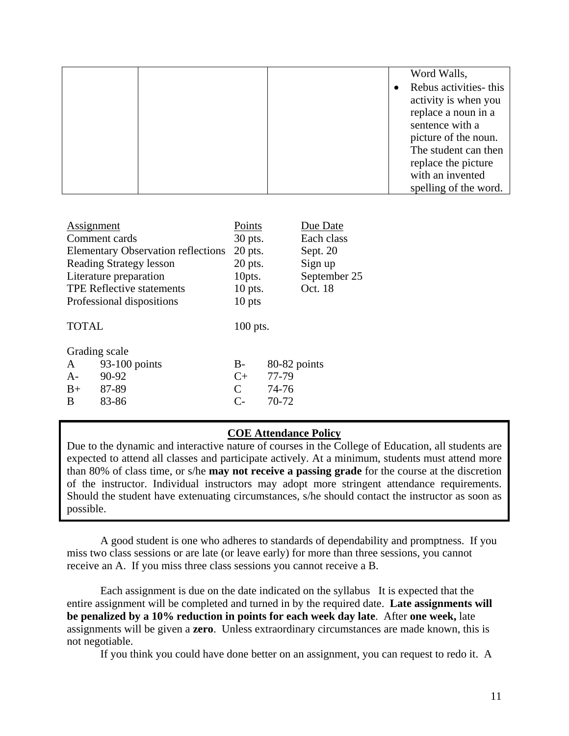| | | | |
|---|---|---|---|
| | | | Word Walls,<br>• Rebus activities- this activity is when you replace a noun in a sentence with a picture of the noun. The student can then replace the picture with an invented spelling of the word. |

| Assignment | Points | Due Date |
|---|---|---|
| Comment cards | 30 pts. | Each class |
| Elementary Observation reflections | 20 pts. | Sept. 20 |
| Reading Strategy lesson | 20 pts. | Sign up |
| Literature preparation | 10pts. | September 25 |
| TPE Reflective statements | 10 pts. | Oct. 18 |
| Professional dispositions | 10 pts | |
| TOTAL | 100 pts. | |

Grading scale

| | | | |
|---|---|---|---|
| A | 93-100 points | B- | 80-82 points |
| A- | 90-92 | C+ | 77-79 |
| B+ | 87-89 | C | 74-76 |
| B | 83-86 | C- | 70-72 |

**COE Attendance Policy**

Due to the dynamic and interactive nature of courses in the College of Education, all students are expected to attend all classes and participate actively. At a minimum, students must attend more than 80% of class time, or s/he **may not receive a passing grade** for the course at the discretion of the instructor. Individual instructors may adopt more stringent attendance requirements. Should the student have extenuating circumstances, s/he should contact the instructor as soon as possible.

A good student is one who adheres to standards of dependability and promptness. If you miss two class sessions or are late (or leave early) for more than three sessions, you cannot receive an A. If you miss three class sessions you cannot receive a B.

Each assignment is due on the date indicated on the syllabus It is expected that the entire assignment will be completed and turned in by the required date. **Late assignments will be penalized by a 10% reduction in points for each week day late**. After **one week,** late assignments will be given a **zero**. Unless extraordinary circumstances are made known, this is not negotiable.

If you think you could have done better on an assignment, you can request to redo it. A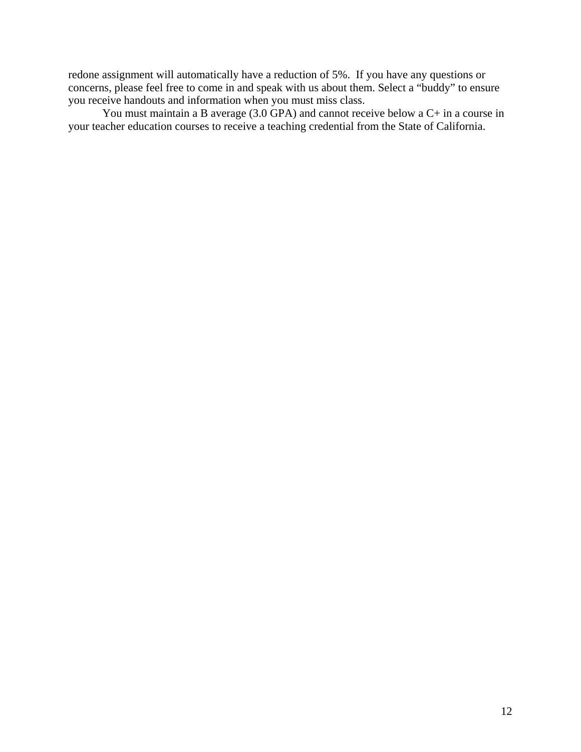redone assignment will automatically have a reduction of 5%. If you have any questions or concerns, please feel free to come in and speak with us about them. Select a "buddy" to ensure you receive handouts and information when you must miss class.

You must maintain a B average (3.0 GPA) and cannot receive below a C+ in a course in your teacher education courses to receive a teaching credential from the State of California.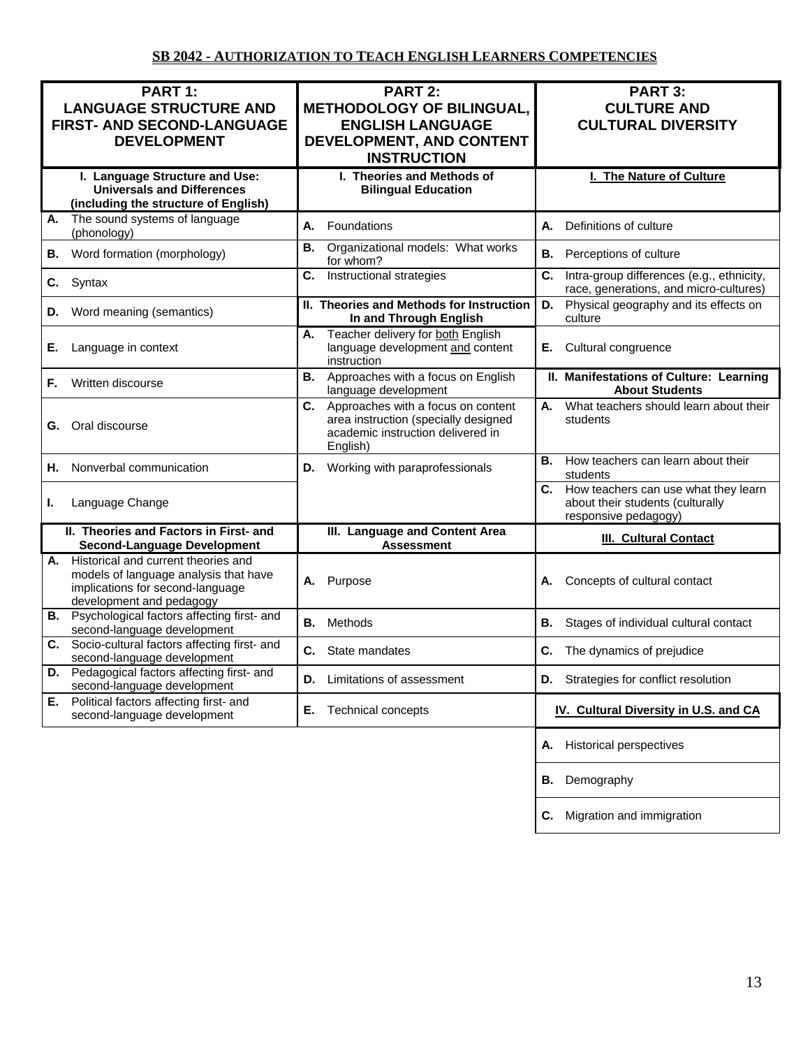## SB 2042 - AUTHORIZATION TO TEACH ENGLISH LEARNERS COMPETENCIES

| PART 1: LANGUAGE STRUCTURE AND FIRST- AND SECOND-LANGUAGE DEVELOPMENT | PART 2: METHODOLOGY OF BILINGUAL, ENGLISH LANGUAGE DEVELOPMENT, AND CONTENT INSTRUCTION | PART 3: CULTURE AND CULTURAL DIVERSITY |
|---|---|---|
| **I. Language Structure and Use: Universals and Differences (including the structure of English)** | **I. Theories and Methods of Bilingual Education** | **I. The Nature of Culture** |
| **A.** The sound systems of language (phonology) | **A.** Foundations | **A.** Definitions of culture |
| **B.** Word formation (morphology) | **B.** Organizational models: What works for whom? | **B.** Perceptions of culture |
| **C.** Syntax | **C.** Instructional strategies | **C.** Intra-group differences (e.g., ethnicity, race, generations, and micro-cultures) |
| **D.** Word meaning (semantics) | **II. Theories and Methods for Instruction In and Through English** | **D.** Physical geography and its effects on culture |
| **E.** Language in context | **A.** Teacher delivery for both English language development and content instruction | **E.** Cultural congruence |
| **F.** Written discourse | **B.** Approaches with a focus on English language development | **II. Manifestations of Culture: Learning About Students** |
| **G.** Oral discourse | **C.** Approaches with a focus on content area instruction (specially designed academic instruction delivered in English) | **A.** What teachers should learn about their students |
| **H.** Nonverbal communication | **D.** Working with paraprofessionals | **B.** How teachers can learn about their students |
| **I.** Language Change | | **C.** How teachers can use what they learn about their students (culturally responsive pedagogy) |
| **II. Theories and Factors in First- and Second-Language Development** | **III. Language and Content Area Assessment** | **III. Cultural Contact** |
| **A.** Historical and current theories and models of language analysis that have implications for second-language development and pedagogy | **A.** Purpose | **A.** Concepts of cultural contact |
| **B.** Psychological factors affecting first- and second-language development | **B.** Methods | **B.** Stages of individual cultural contact |
| **C.** Socio-cultural factors affecting first- and second-language development | **C.** State mandates | **C.** The dynamics of prejudice |
| **D.** Pedagogical factors affecting first- and second-language development | **D.** Limitations of assessment | **D.** Strategies for conflict resolution |
| **E.** Political factors affecting first- and second-language development | **E.** Technical concepts | **IV. Cultural Diversity in U.S. and CA** |
| | | **A.** Historical perspectives |
| | | **B.** Demography |
| | | **C.** Migration and immigration |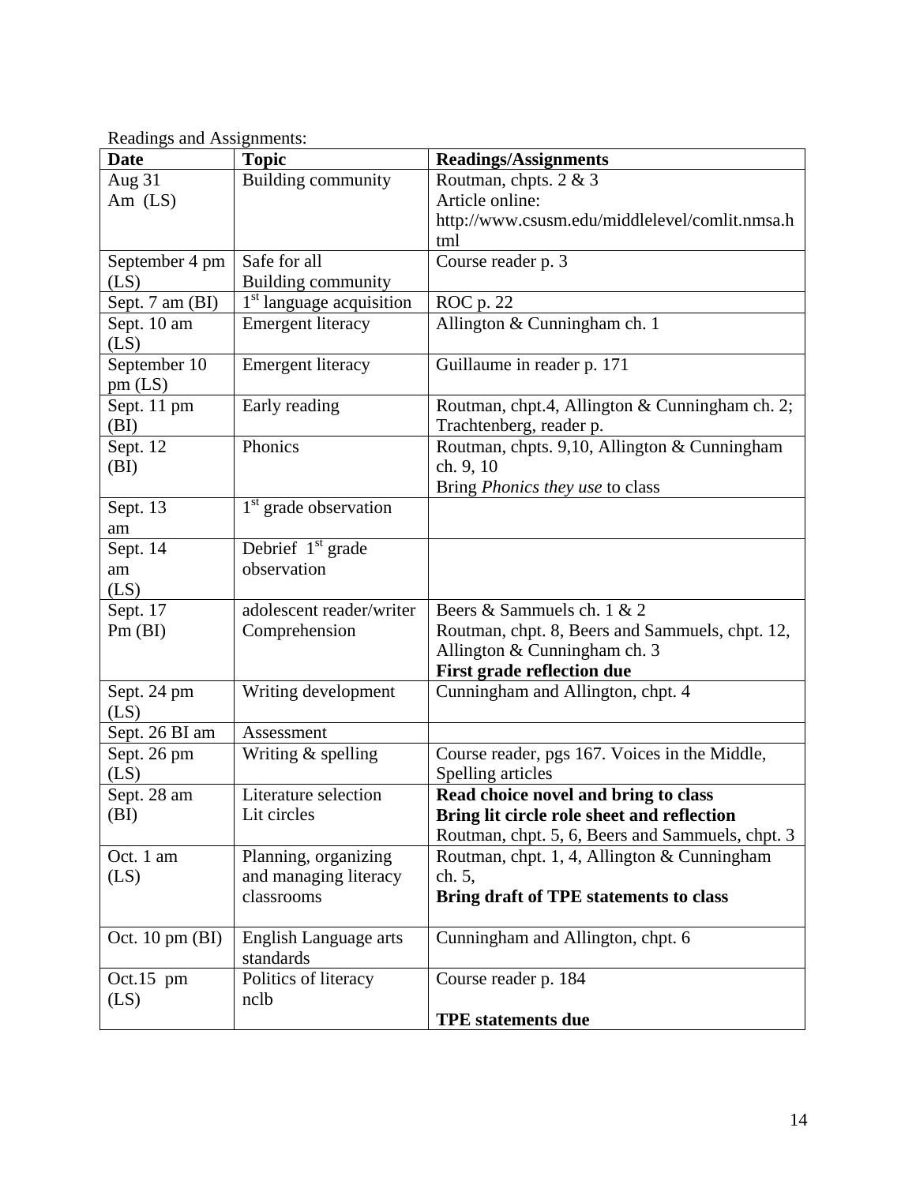Readings and Assignments:

| Date | Topic | Readings/Assignments |
|---|---|---|
| Aug 31 Am (LS) | Building community | Routman, chpts. 2 & 3<br>Article online: http://www.csusm.edu/middlelevel/comlit.nmsa.html |
| September 4 pm (LS) | Safe for all<br>Building community | Course reader p. 3 |
| Sept. 7 am (BI) | 1st language acquisition | ROC p. 22 |
| Sept. 10 am (LS) | Emergent literacy | Allington & Cunningham ch. 1 |
| September 10 pm (LS) | Emergent literacy | Guillaume in reader p. 171 |
| Sept. 11 pm (BI) | Early reading | Routman, chpt.4, Allington & Cunningham ch. 2; Trachtenberg, reader p. |
| Sept. 12 (BI) | Phonics | Routman, chpts. 9,10, Allington & Cunningham ch. 9, 10<br>Bring *Phonics they use* to class |
| Sept. 13 am | 1st grade observation | |
| Sept. 14 am (LS) | Debrief 1st grade observation | |
| Sept. 17 Pm (BI) | adolescent reader/writer<br>Comprehension | Beers & Sammuels ch. 1 & 2<br>Routman, chpt. 8, Beers and Sammuels, chpt. 12, Allington & Cunningham ch. 3<br>**First grade reflection due** |
| Sept. 24 pm (LS) | Writing development | Cunningham and Allington, chpt. 4 |
| Sept. 26 BI am | Assessment | |
| Sept. 26 pm (LS) | Writing & spelling | Course reader, pgs 167. Voices in the Middle, Spelling articles |
| Sept. 28 am (BI) | Literature selection<br>Lit circles | **Read choice novel and bring to class**<br>**Bring lit circle role sheet and reflection**<br>Routman, chpt. 5, 6, Beers and Sammuels, chpt. 3 |
| Oct. 1 am (LS) | Planning, organizing and managing literacy classrooms | Routman, chpt. 1, 4, Allington & Cunningham ch. 5,<br>**Bring draft of TPE statements to class** |
| Oct. 10 pm (BI) | English Language arts standards | Cunningham and Allington, chpt. 6 |
| Oct.15 pm (LS) | Politics of literacy<br>nclb | Course reader p. 184<br><br>**TPE statements due** |